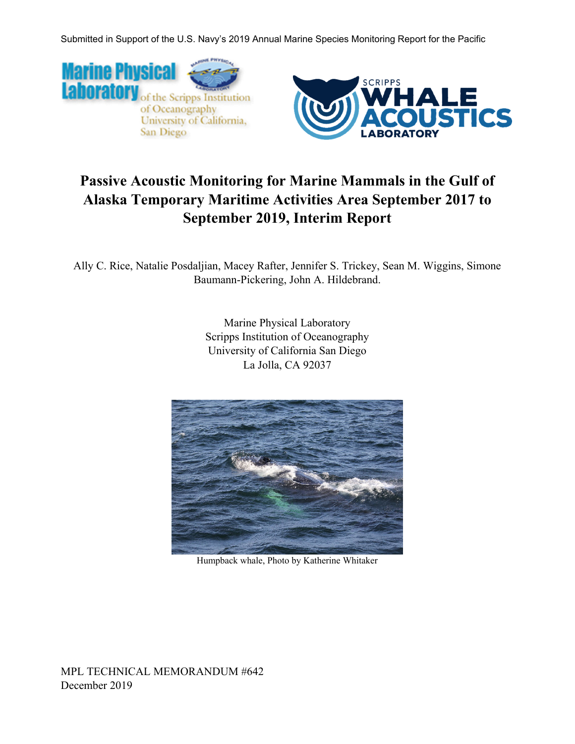Submitted in Support of the U.S. Navy's 2019 Annual Marine Species Monitoring Report for the Pacific

# Passive Acoustic Monitoring for Marine Mammals in the Gulf of Alaska Temporary Maritime Activities Area September 2017 to September 2019, Interim Report

Ally C. Rice, Natalie Posdaljian, Macey Rafter, Jennifer S. Trickey, Sean M. Wiggins, Simone Baumann-Pickering, John A. Hildebrand.

Marine Physical Laboratory
Scripps Institution of Oceanography
University of California San Diego
La Jolla, CA 92037

Humpback whale, Photo by Katherine Whitaker

MPL TECHNICAL MEMORANDUM #642
December 2019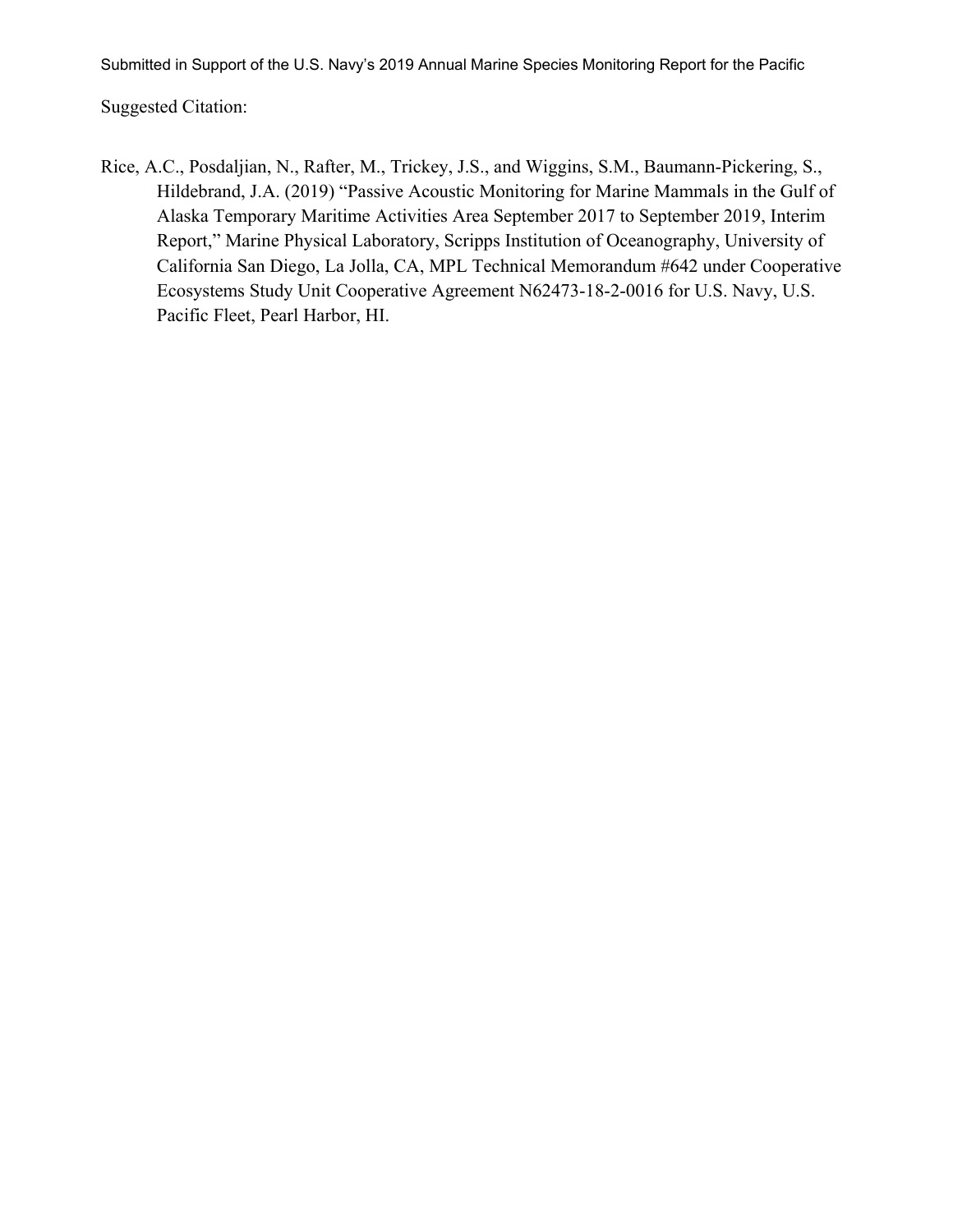Submitted in Support of the U.S. Navy's 2019 Annual Marine Species Monitoring Report for the Pacific

Suggested Citation:

Rice, A.C., Posdaljian, N., Rafter, M., Trickey, J.S., and Wiggins, S.M., Baumann-Pickering, S., Hildebrand, J.A. (2019) "Passive Acoustic Monitoring for Marine Mammals in the Gulf of Alaska Temporary Maritime Activities Area September 2017 to September 2019, Interim Report," Marine Physical Laboratory, Scripps Institution of Oceanography, University of California San Diego, La Jolla, CA, MPL Technical Memorandum #642 under Cooperative Ecosystems Study Unit Cooperative Agreement N62473-18-2-0016 for U.S. Navy, U.S. Pacific Fleet, Pearl Harbor, HI.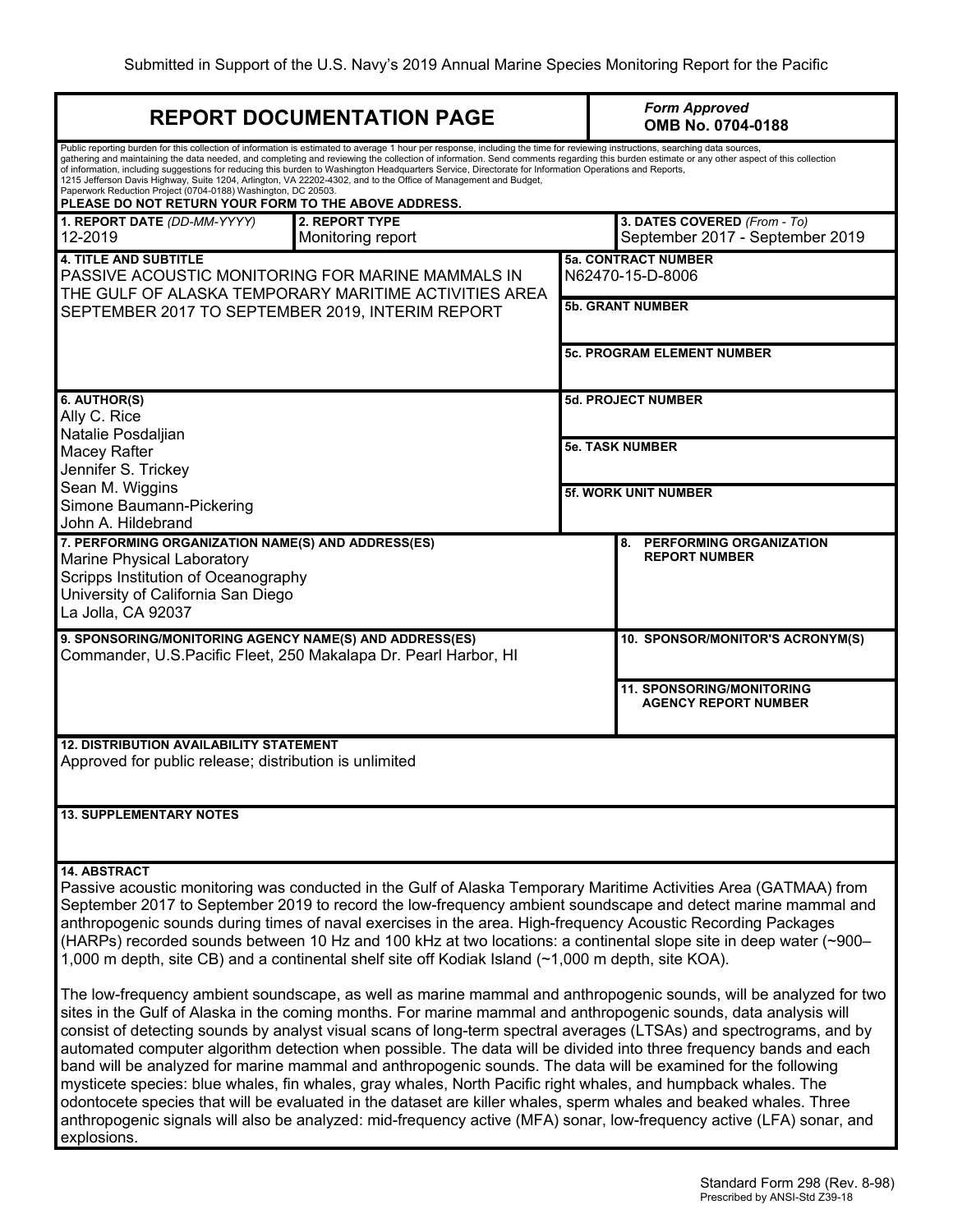Submitted in Support of the U.S. Navy's 2019 Annual Marine Species Monitoring Report for the Pacific

# REPORT DOCUMENTATION PAGE

*Form Approved*
**OMB No. 0704-0188**

Public reporting burden for this collection of information is estimated to average 1 hour per response, including the time for reviewing instructions, searching data sources, gathering and maintaining the data needed, and completing and reviewing the collection of information. Send comments regarding this burden estimate or any other aspect of this collection of information, including suggestions for reducing this burden to Washington Headquarters Service, Directorate for Information Operations and Reports, 1215 Jefferson Davis Highway, Suite 1204, Arlington, VA 22202-4302, and to the Office of Management and Budget, Paperwork Reduction Project (0704-0188) Washington, DC 20503.

**PLEASE DO NOT RETURN YOUR FORM TO THE ABOVE ADDRESS.**

| **1. REPORT DATE** *(DD-MM-YYYY)* | **2. REPORT TYPE** | **3. DATES COVERED** *(From - To)* |
|---|---|---|
| 12-2019 | Monitoring report | September 2017 - September 2019 |

**4. TITLE AND SUBTITLE**
PASSIVE ACOUSTIC MONITORING FOR MARINE MAMMALS IN THE GULF OF ALASKA TEMPORARY MARITIME ACTIVITIES AREA SEPTEMBER 2017 TO SEPTEMBER 2019, INTERIM REPORT

**5a. CONTRACT NUMBER**
N62470-15-D-8006

**5b. GRANT NUMBER**

**5c. PROGRAM ELEMENT NUMBER**

**6. AUTHOR(S)**
Ally C. Rice
Natalie Posdaljian
Macey Rafter
Jennifer S. Trickey
Sean M. Wiggins
Simone Baumann-Pickering
John A. Hildebrand

**5d. PROJECT NUMBER**

**5e. TASK NUMBER**

**5f. WORK UNIT NUMBER**

**7. PERFORMING ORGANIZATION NAME(S) AND ADDRESS(ES)**
Marine Physical Laboratory
Scripps Institution of Oceanography
University of California San Diego
La Jolla, CA 92037

**8. PERFORMING ORGANIZATION REPORT NUMBER**

**9. SPONSORING/MONITORING AGENCY NAME(S) AND ADDRESS(ES)**
Commander, U.S.Pacific Fleet, 250 Makalapa Dr. Pearl Harbor, HI

**10. SPONSOR/MONITOR'S ACRONYM(S)**

**11. SPONSORING/MONITORING AGENCY REPORT NUMBER**

**12. DISTRIBUTION AVAILABILITY STATEMENT**
Approved for public release; distribution is unlimited

**13. SUPPLEMENTARY NOTES**

**14. ABSTRACT**

Passive acoustic monitoring was conducted in the Gulf of Alaska Temporary Maritime Activities Area (GATMAA) from September 2017 to September 2019 to record the low-frequency ambient soundscape and detect marine mammal and anthropogenic sounds during times of naval exercises in the area. High-frequency Acoustic Recording Packages (HARPs) recorded sounds between 10 Hz and 100 kHz at two locations: a continental slope site in deep water (~900–1,000 m depth, site CB) and a continental shelf site off Kodiak Island (~1,000 m depth, site KOA).

The low-frequency ambient soundscape, as well as marine mammal and anthropogenic sounds, will be analyzed for two sites in the Gulf of Alaska in the coming months. For marine mammal and anthropogenic sounds, data analysis will consist of detecting sounds by analyst visual scans of long-term spectral averages (LTSAs) and spectrograms, and by automated computer algorithm detection when possible. The data will be divided into three frequency bands and each band will be analyzed for marine mammal and anthropogenic sounds. The data will be examined for the following mysticete species: blue whales, fin whales, gray whales, North Pacific right whales, and humpback whales. The odontocete species that will be evaluated in the dataset are killer whales, sperm whales and beaked whales. Three anthropogenic signals will also be analyzed: mid-frequency active (MFA) sonar, low-frequency active (LFA) sonar, and explosions.

Standard Form 298 (Rev. 8-98)
Prescribed by ANSI-Std Z39-18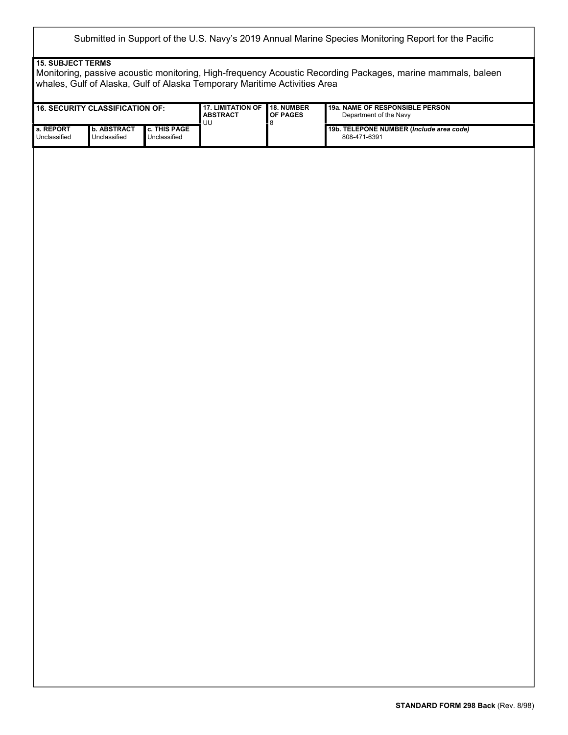Submitted in Support of the U.S. Navy's 2019 Annual Marine Species Monitoring Report for the Pacific

**15. SUBJECT TERMS**

Monitoring, passive acoustic monitoring, High-frequency Acoustic Recording Packages, marine mammals, baleen whales, Gulf of Alaska, Gulf of Alaska Temporary Maritime Activities Area

| **16. SECURITY CLASSIFICATION OF:** | | | **17. LIMITATION OF ABSTRACT** | **18. NUMBER OF PAGES** | **19a. NAME OF RESPONSIBLE PERSON** |
|---|---|---|---|---|---|
| | | | UU | 8 | Department of the Navy |
| **a. REPORT** | **b. ABSTRACT** | **c. THIS PAGE** | | | **19b. TELEPONE NUMBER (*Include area code)*** |
| Unclassified | Unclassified | Unclassified | | | 808-471-6391 |

**STANDARD FORM 298 Back** (Rev. 8/98)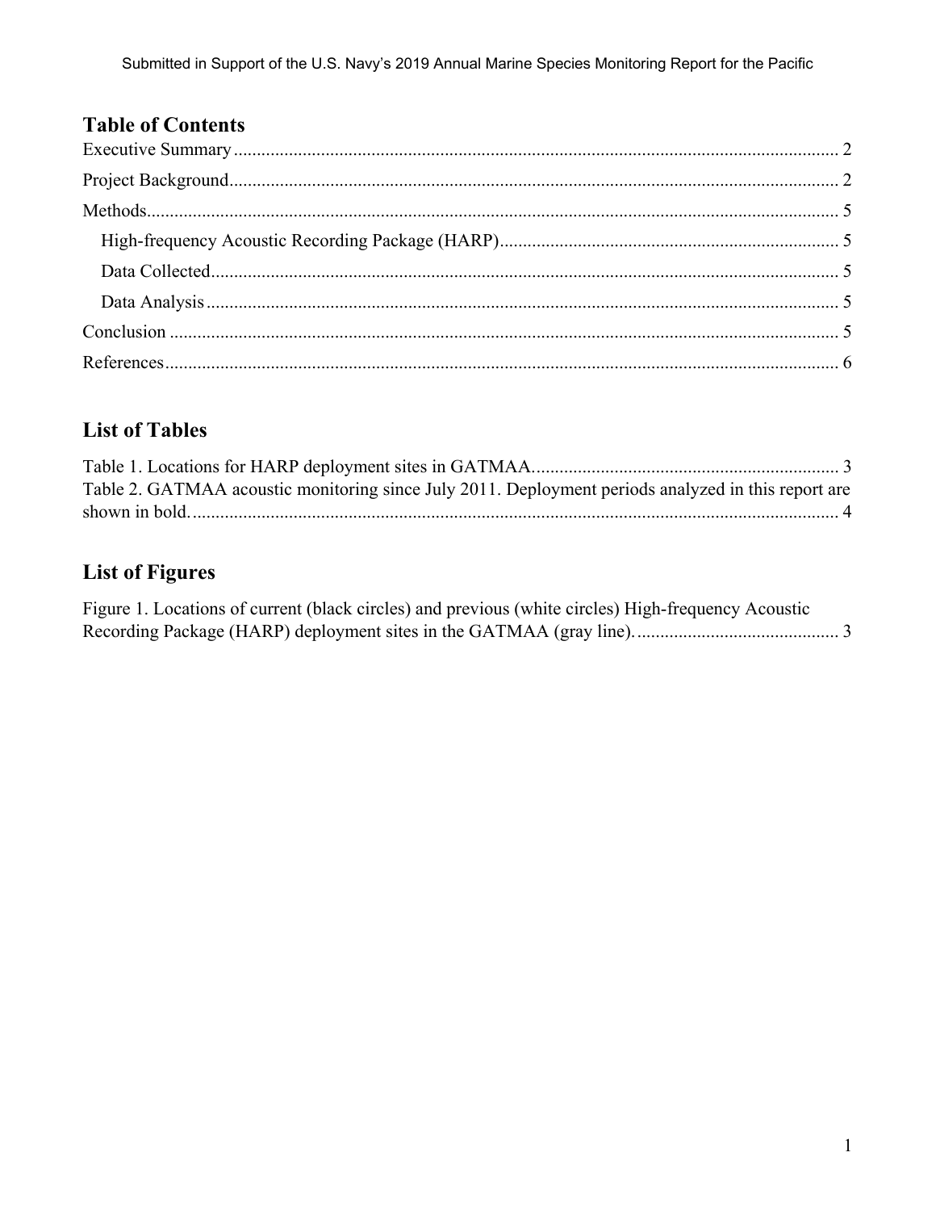## Table of Contents

Executive Summary .......... 2

Project Background .......... 2

Methods .......... 5

- High-frequency Acoustic Recording Package (HARP) .......... 5
- Data Collected .......... 5
- Data Analysis .......... 5

Conclusion .......... 5

References .......... 6

## List of Tables

Table 1. Locations for HARP deployment sites in GATMAA. .......... 3

Table 2. GATMAA acoustic monitoring since July 2011. Deployment periods analyzed in this report are shown in bold. .......... 4

## List of Figures

Figure 1. Locations of current (black circles) and previous (white circles) High-frequency Acoustic Recording Package (HARP) deployment sites in the GATMAA (gray line). .......... 3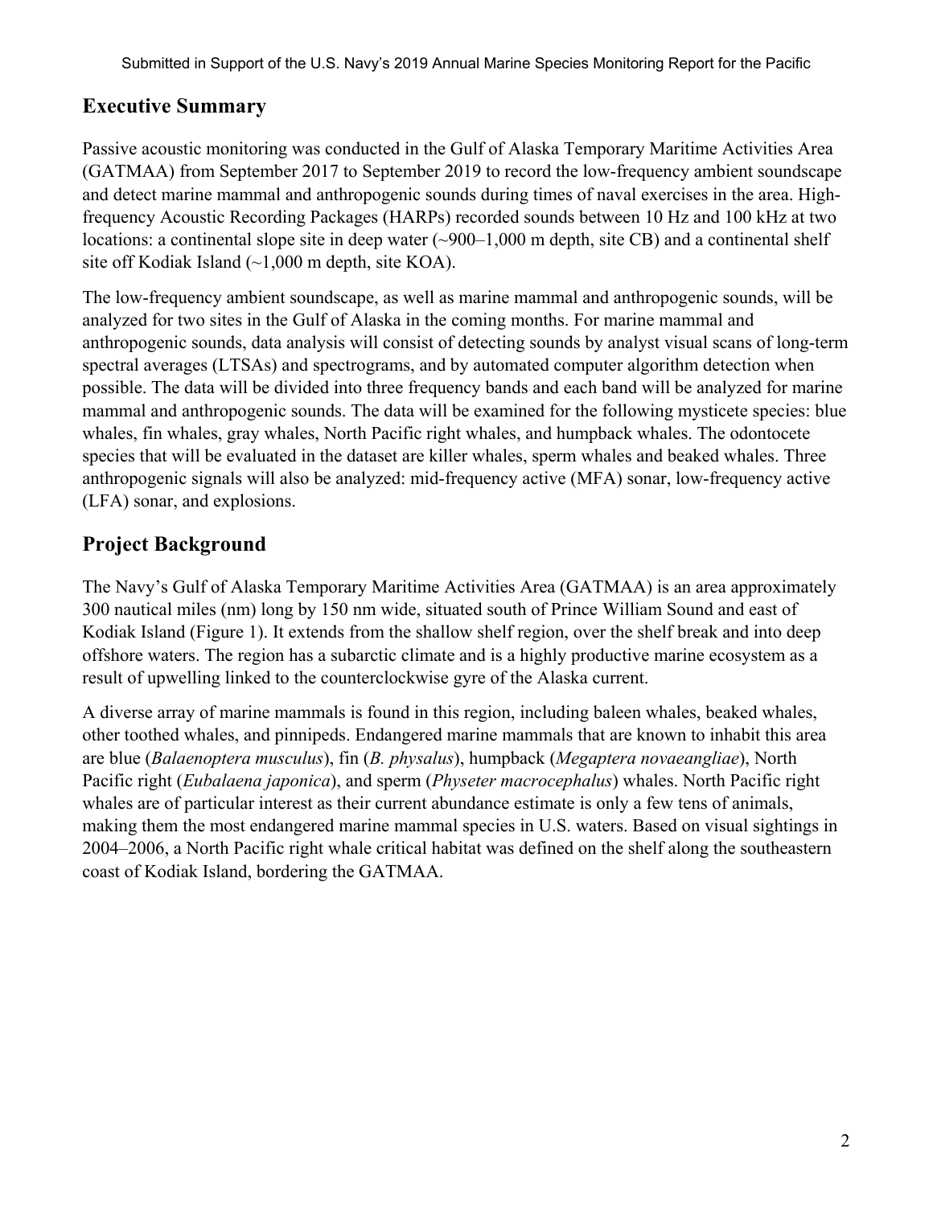## Executive Summary

Passive acoustic monitoring was conducted in the Gulf of Alaska Temporary Maritime Activities Area (GATMAA) from September 2017 to September 2019 to record the low-frequency ambient soundscape and detect marine mammal and anthropogenic sounds during times of naval exercises in the area. High-frequency Acoustic Recording Packages (HARPs) recorded sounds between 10 Hz and 100 kHz at two locations: a continental slope site in deep water (~900–1,000 m depth, site CB) and a continental shelf site off Kodiak Island (~1,000 m depth, site KOA).

The low-frequency ambient soundscape, as well as marine mammal and anthropogenic sounds, will be analyzed for two sites in the Gulf of Alaska in the coming months. For marine mammal and anthropogenic sounds, data analysis will consist of detecting sounds by analyst visual scans of long-term spectral averages (LTSAs) and spectrograms, and by automated computer algorithm detection when possible. The data will be divided into three frequency bands and each band will be analyzed for marine mammal and anthropogenic sounds. The data will be examined for the following mysticete species: blue whales, fin whales, gray whales, North Pacific right whales, and humpback whales. The odontocete species that will be evaluated in the dataset are killer whales, sperm whales and beaked whales. Three anthropogenic signals will also be analyzed: mid-frequency active (MFA) sonar, low-frequency active (LFA) sonar, and explosions.

## Project Background

The Navy's Gulf of Alaska Temporary Maritime Activities Area (GATMAA) is an area approximately 300 nautical miles (nm) long by 150 nm wide, situated south of Prince William Sound and east of Kodiak Island (Figure 1). It extends from the shallow shelf region, over the shelf break and into deep offshore waters. The region has a subarctic climate and is a highly productive marine ecosystem as a result of upwelling linked to the counterclockwise gyre of the Alaska current.

A diverse array of marine mammals is found in this region, including baleen whales, beaked whales, other toothed whales, and pinnipeds. Endangered marine mammals that are known to inhabit this area are blue (*Balaenoptera musculus*), fin (*B. physalus*), humpback (*Megaptera novaeangliae*), North Pacific right (*Eubalaena japonica*), and sperm (*Physeter macrocephalus*) whales. North Pacific right whales are of particular interest as their current abundance estimate is only a few tens of animals, making them the most endangered marine mammal species in U.S. waters. Based on visual sightings in 2004–2006, a North Pacific right whale critical habitat was defined on the shelf along the southeastern coast of Kodiak Island, bordering the GATMAA.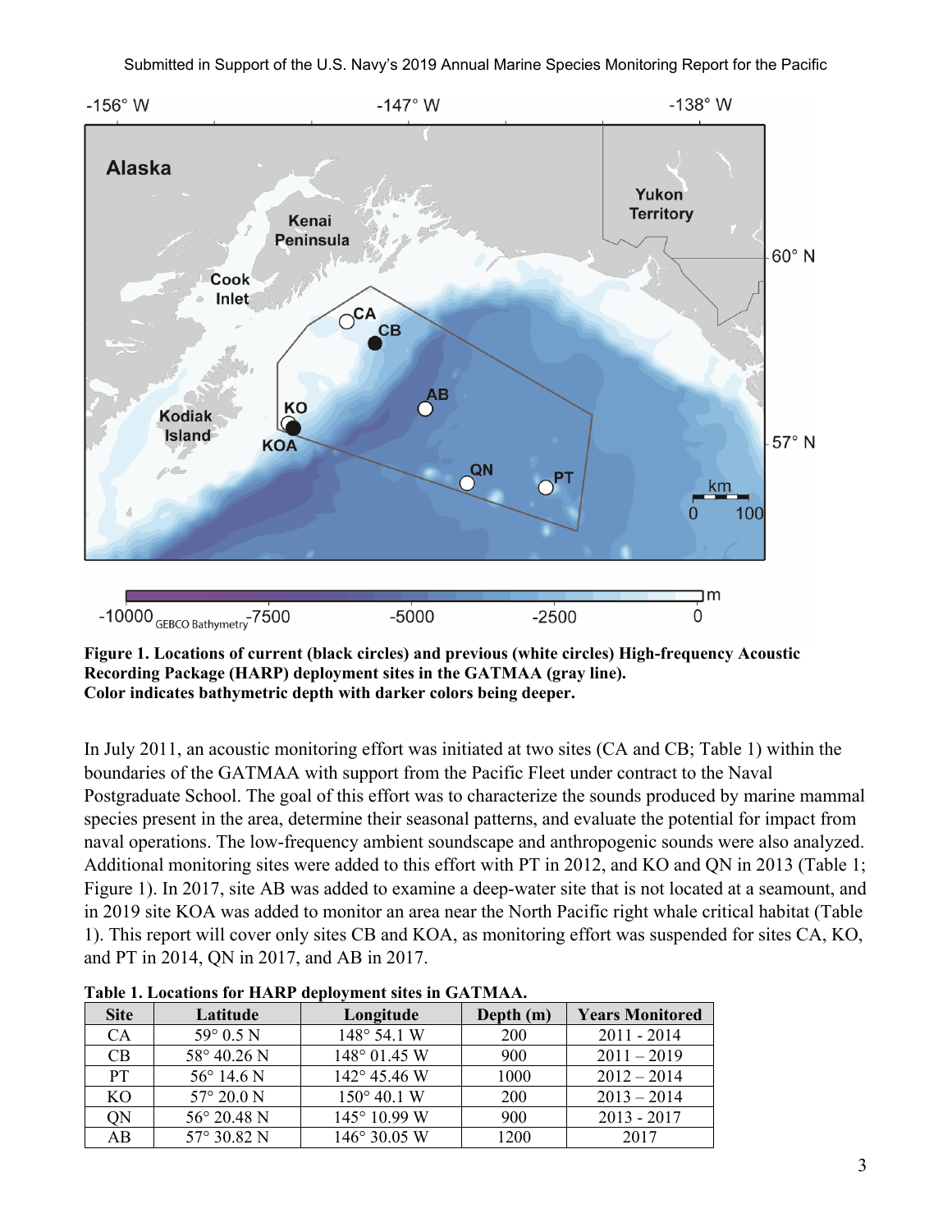**Figure 1. Locations of current (black circles) and previous (white circles) High-frequency Acoustic Recording Package (HARP) deployment sites in the GATMAA (gray line). Color indicates bathymetric depth with darker colors being deeper.**

In July 2011, an acoustic monitoring effort was initiated at two sites (CA and CB; Table 1) within the boundaries of the GATMAA with support from the Pacific Fleet under contract to the Naval Postgraduate School. The goal of this effort was to characterize the sounds produced by marine mammal species present in the area, determine their seasonal patterns, and evaluate the potential for impact from naval operations. The low-frequency ambient soundscape and anthropogenic sounds were also analyzed. Additional monitoring sites were added to this effort with PT in 2012, and KO and QN in 2013 (Table 1; Figure 1). In 2017, site AB was added to examine a deep-water site that is not located at a seamount, and in 2019 site KOA was added to monitor an area near the North Pacific right whale critical habitat (Table 1). This report will cover only sites CB and KOA, as monitoring effort was suspended for sites CA, KO, and PT in 2014, QN in 2017, and AB in 2017.

**Table 1. Locations for HARP deployment sites in GATMAA.**

| Site | Latitude | Longitude | Depth (m) | Years Monitored |
|---|---|---|---|---|
| CA | 59° 0.5 N | 148° 54.1 W | 200 | 2011 - 2014 |
| CB | 58° 40.26 N | 148° 01.45 W | 900 | 2011 – 2019 |
| PT | 56° 14.6 N | 142° 45.46 W | 1000 | 2012 – 2014 |
| KO | 57° 20.0 N | 150° 40.1 W | 200 | 2013 – 2014 |
| QN | 56° 20.48 N | 145° 10.99 W | 900 | 2013 - 2017 |
| AB | 57° 30.82 N | 146° 30.05 W | 1200 | 2017 |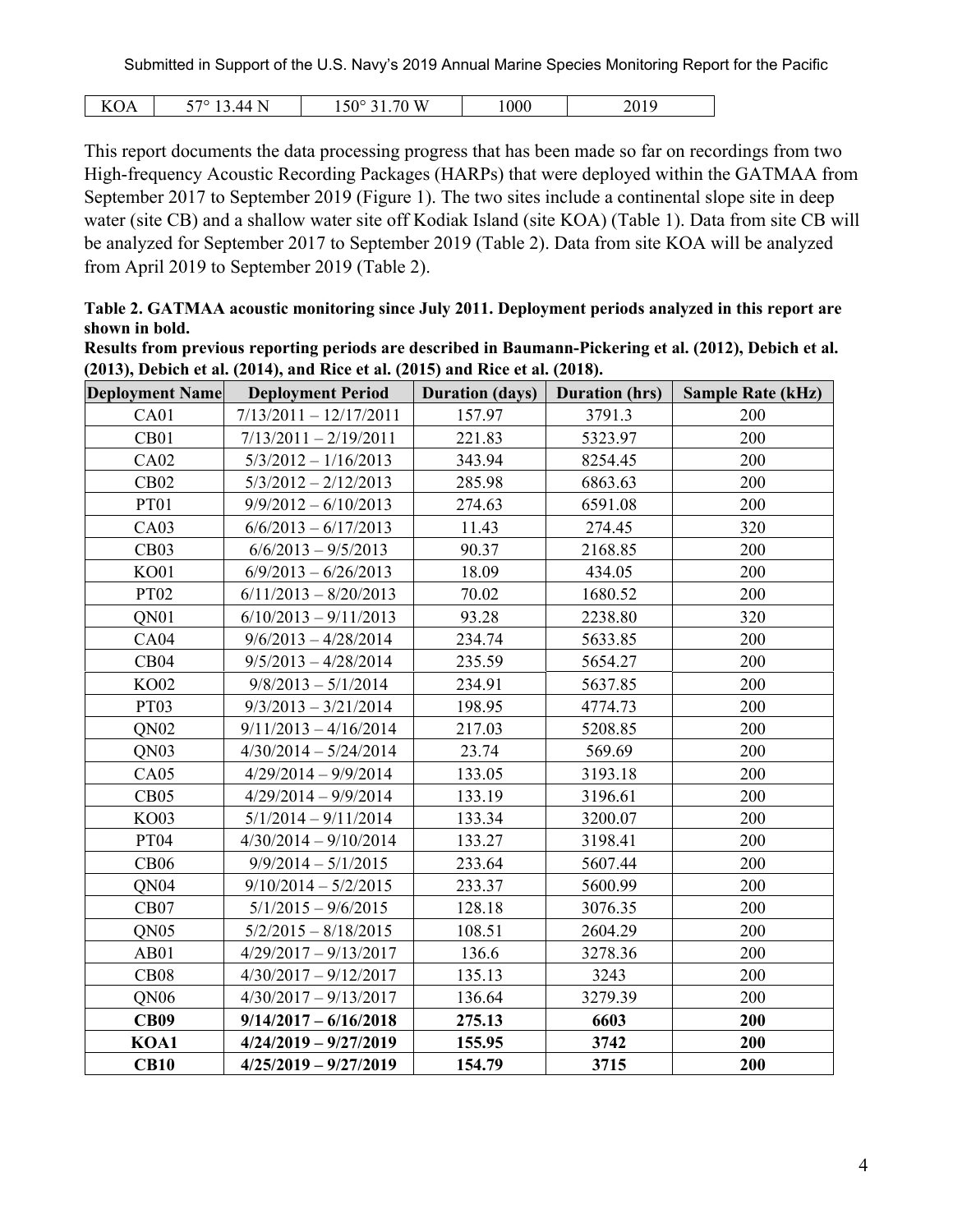| KOA | 57° 13.44 N | 150° 31.70 W | 1000 | 2019 |
|---|---|---|---|---|

This report documents the data processing progress that has been made so far on recordings from two High-frequency Acoustic Recording Packages (HARPs) that were deployed within the GATMAA from September 2017 to September 2019 (Figure 1). The two sites include a continental slope site in deep water (site CB) and a shallow water site off Kodiak Island (site KOA) (Table 1). Data from site CB will be analyzed for September 2017 to September 2019 (Table 2). Data from site KOA will be analyzed from April 2019 to September 2019 (Table 2).

**Table 2. GATMAA acoustic monitoring since July 2011. Deployment periods analyzed in this report are shown in bold.**
**Results from previous reporting periods are described in Baumann-Pickering et al. (2012), Debich et al. (2013), Debich et al. (2014), and Rice et al. (2015) and Rice et al. (2018).**

| Deployment Name | Deployment Period | Duration (days) | Duration (hrs) | Sample Rate (kHz) |
|---|---|---|---|---|
| CA01 | 7/13/2011 – 12/17/2011 | 157.97 | 3791.3 | 200 |
| CB01 | 7/13/2011 – 2/19/2011 | 221.83 | 5323.97 | 200 |
| CA02 | 5/3/2012 – 1/16/2013 | 343.94 | 8254.45 | 200 |
| CB02 | 5/3/2012 – 2/12/2013 | 285.98 | 6863.63 | 200 |
| PT01 | 9/9/2012 – 6/10/2013 | 274.63 | 6591.08 | 200 |
| CA03 | 6/6/2013 – 6/17/2013 | 11.43 | 274.45 | 320 |
| CB03 | 6/6/2013 – 9/5/2013 | 90.37 | 2168.85 | 200 |
| KO01 | 6/9/2013 – 6/26/2013 | 18.09 | 434.05 | 200 |
| PT02 | 6/11/2013 – 8/20/2013 | 70.02 | 1680.52 | 200 |
| QN01 | 6/10/2013 – 9/11/2013 | 93.28 | 2238.80 | 320 |
| CA04 | 9/6/2013 – 4/28/2014 | 234.74 | 5633.85 | 200 |
| CB04 | 9/5/2013 – 4/28/2014 | 235.59 | 5654.27 | 200 |
| KO02 | 9/8/2013 – 5/1/2014 | 234.91 | 5637.85 | 200 |
| PT03 | 9/3/2013 – 3/21/2014 | 198.95 | 4774.73 | 200 |
| QN02 | 9/11/2013 – 4/16/2014 | 217.03 | 5208.85 | 200 |
| QN03 | 4/30/2014 – 5/24/2014 | 23.74 | 569.69 | 200 |
| CA05 | 4/29/2014 – 9/9/2014 | 133.05 | 3193.18 | 200 |
| CB05 | 4/29/2014 – 9/9/2014 | 133.19 | 3196.61 | 200 |
| KO03 | 5/1/2014 – 9/11/2014 | 133.34 | 3200.07 | 200 |
| PT04 | 4/30/2014 – 9/10/2014 | 133.27 | 3198.41 | 200 |
| CB06 | 9/9/2014 – 5/1/2015 | 233.64 | 5607.44 | 200 |
| QN04 | 9/10/2014 – 5/2/2015 | 233.37 | 5600.99 | 200 |
| CB07 | 5/1/2015 – 9/6/2015 | 128.18 | 3076.35 | 200 |
| QN05 | 5/2/2015 – 8/18/2015 | 108.51 | 2604.29 | 200 |
| AB01 | 4/29/2017 – 9/13/2017 | 136.6 | 3278.36 | 200 |
| CB08 | 4/30/2017 – 9/12/2017 | 135.13 | 3243 | 200 |
| QN06 | 4/30/2017 – 9/13/2017 | 136.64 | 3279.39 | 200 |
| **CB09** | **9/14/2017 – 6/16/2018** | **275.13** | **6603** | **200** |
| **KOA1** | **4/24/2019 – 9/27/2019** | **155.95** | **3742** | **200** |
| **CB10** | **4/25/2019 – 9/27/2019** | **154.79** | **3715** | **200** |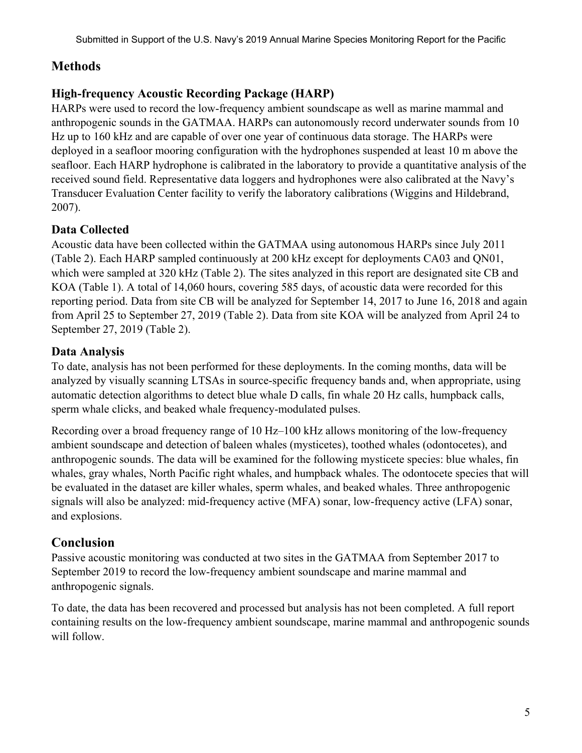## Methods

### High-frequency Acoustic Recording Package (HARP)

HARPs were used to record the low-frequency ambient soundscape as well as marine mammal and anthropogenic sounds in the GATMAA. HARPs can autonomously record underwater sounds from 10 Hz up to 160 kHz and are capable of over one year of continuous data storage. The HARPs were deployed in a seafloor mooring configuration with the hydrophones suspended at least 10 m above the seafloor. Each HARP hydrophone is calibrated in the laboratory to provide a quantitative analysis of the received sound field. Representative data loggers and hydrophones were also calibrated at the Navy's Transducer Evaluation Center facility to verify the laboratory calibrations (Wiggins and Hildebrand, 2007).

### Data Collected

Acoustic data have been collected within the GATMAA using autonomous HARPs since July 2011 (Table 2). Each HARP sampled continuously at 200 kHz except for deployments CA03 and QN01, which were sampled at 320 kHz (Table 2). The sites analyzed in this report are designated site CB and KOA (Table 1). A total of 14,060 hours, covering 585 days, of acoustic data were recorded for this reporting period. Data from site CB will be analyzed for September 14, 2017 to June 16, 2018 and again from April 25 to September 27, 2019 (Table 2). Data from site KOA will be analyzed from April 24 to September 27, 2019 (Table 2).

### Data Analysis

To date, analysis has not been performed for these deployments. In the coming months, data will be analyzed by visually scanning LTSAs in source-specific frequency bands and, when appropriate, using automatic detection algorithms to detect blue whale D calls, fin whale 20 Hz calls, humpback calls, sperm whale clicks, and beaked whale frequency-modulated pulses.

Recording over a broad frequency range of 10 Hz–100 kHz allows monitoring of the low-frequency ambient soundscape and detection of baleen whales (mysticetes), toothed whales (odontocetes), and anthropogenic sounds. The data will be examined for the following mysticete species: blue whales, fin whales, gray whales, North Pacific right whales, and humpback whales. The odontocete species that will be evaluated in the dataset are killer whales, sperm whales, and beaked whales. Three anthropogenic signals will also be analyzed: mid-frequency active (MFA) sonar, low-frequency active (LFA) sonar, and explosions.

## Conclusion

Passive acoustic monitoring was conducted at two sites in the GATMAA from September 2017 to September 2019 to record the low-frequency ambient soundscape and marine mammal and anthropogenic signals.

To date, the data has been recovered and processed but analysis has not been completed. A full report containing results on the low-frequency ambient soundscape, marine mammal and anthropogenic sounds will follow.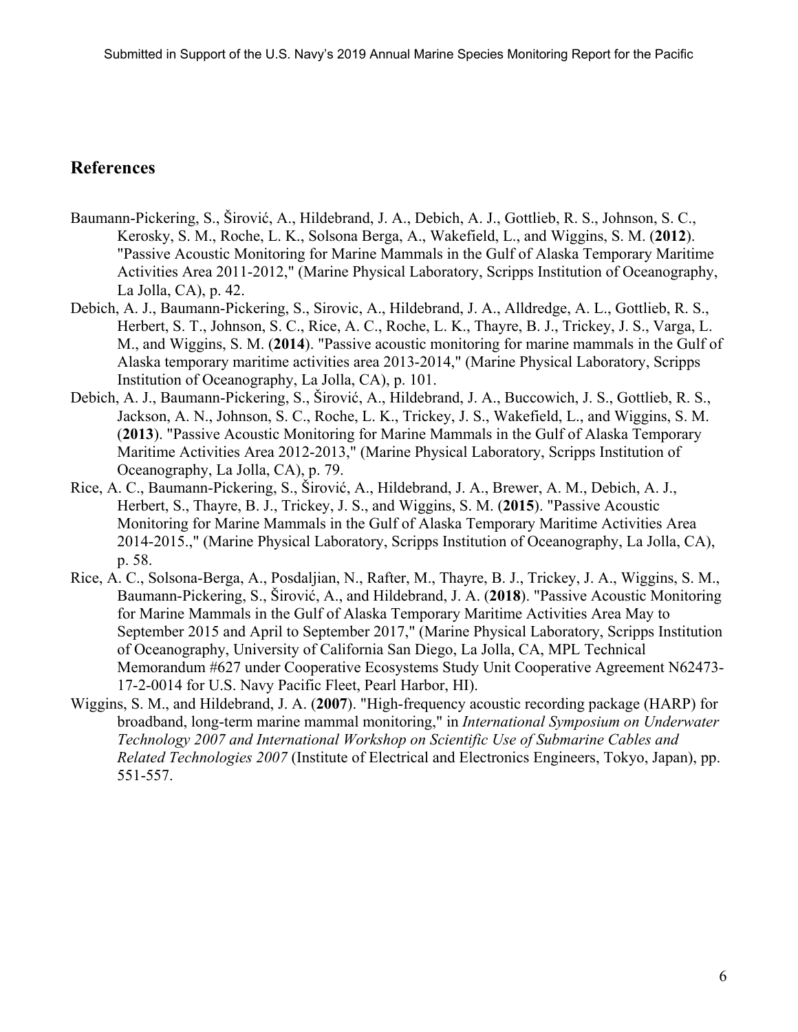## References

Baumann-Pickering, S., Širović, A., Hildebrand, J. A., Debich, A. J., Gottlieb, R. S., Johnson, S. C., Kerosky, S. M., Roche, L. K., Solsona Berga, A., Wakefield, L., and Wiggins, S. M. (**2012**). "Passive Acoustic Monitoring for Marine Mammals in the Gulf of Alaska Temporary Maritime Activities Area 2011-2012," (Marine Physical Laboratory, Scripps Institution of Oceanography, La Jolla, CA), p. 42.

Debich, A. J., Baumann-Pickering, S., Sirovic, A., Hildebrand, J. A., Alldredge, A. L., Gottlieb, R. S., Herbert, S. T., Johnson, S. C., Rice, A. C., Roche, L. K., Thayre, B. J., Trickey, J. S., Varga, L. M., and Wiggins, S. M. (**2014**). "Passive acoustic monitoring for marine mammals in the Gulf of Alaska temporary maritime activities area 2013-2014," (Marine Physical Laboratory, Scripps Institution of Oceanography, La Jolla, CA), p. 101.

Debich, A. J., Baumann-Pickering, S., Širović, A., Hildebrand, J. A., Buccowich, J. S., Gottlieb, R. S., Jackson, A. N., Johnson, S. C., Roche, L. K., Trickey, J. S., Wakefield, L., and Wiggins, S. M. (**2013**). "Passive Acoustic Monitoring for Marine Mammals in the Gulf of Alaska Temporary Maritime Activities Area 2012-2013," (Marine Physical Laboratory, Scripps Institution of Oceanography, La Jolla, CA), p. 79.

Rice, A. C., Baumann-Pickering, S., Širović, A., Hildebrand, J. A., Brewer, A. M., Debich, A. J., Herbert, S., Thayre, B. J., Trickey, J. S., and Wiggins, S. M. (**2015**). "Passive Acoustic Monitoring for Marine Mammals in the Gulf of Alaska Temporary Maritime Activities Area 2014-2015.," (Marine Physical Laboratory, Scripps Institution of Oceanography, La Jolla, CA), p. 58.

Rice, A. C., Solsona-Berga, A., Posdaljian, N., Rafter, M., Thayre, B. J., Trickey, J. A., Wiggins, S. M., Baumann-Pickering, S., Širović, A., and Hildebrand, J. A. (**2018**). "Passive Acoustic Monitoring for Marine Mammals in the Gulf of Alaska Temporary Maritime Activities Area May to September 2015 and April to September 2017," (Marine Physical Laboratory, Scripps Institution of Oceanography, University of California San Diego, La Jolla, CA, MPL Technical Memorandum #627 under Cooperative Ecosystems Study Unit Cooperative Agreement N62473-17-2-0014 for U.S. Navy Pacific Fleet, Pearl Harbor, HI).

Wiggins, S. M., and Hildebrand, J. A. (**2007**). "High-frequency acoustic recording package (HARP) for broadband, long-term marine mammal monitoring," in *International Symposium on Underwater Technology 2007 and International Workshop on Scientific Use of Submarine Cables and Related Technologies 2007* (Institute of Electrical and Electronics Engineers, Tokyo, Japan), pp. 551-557.